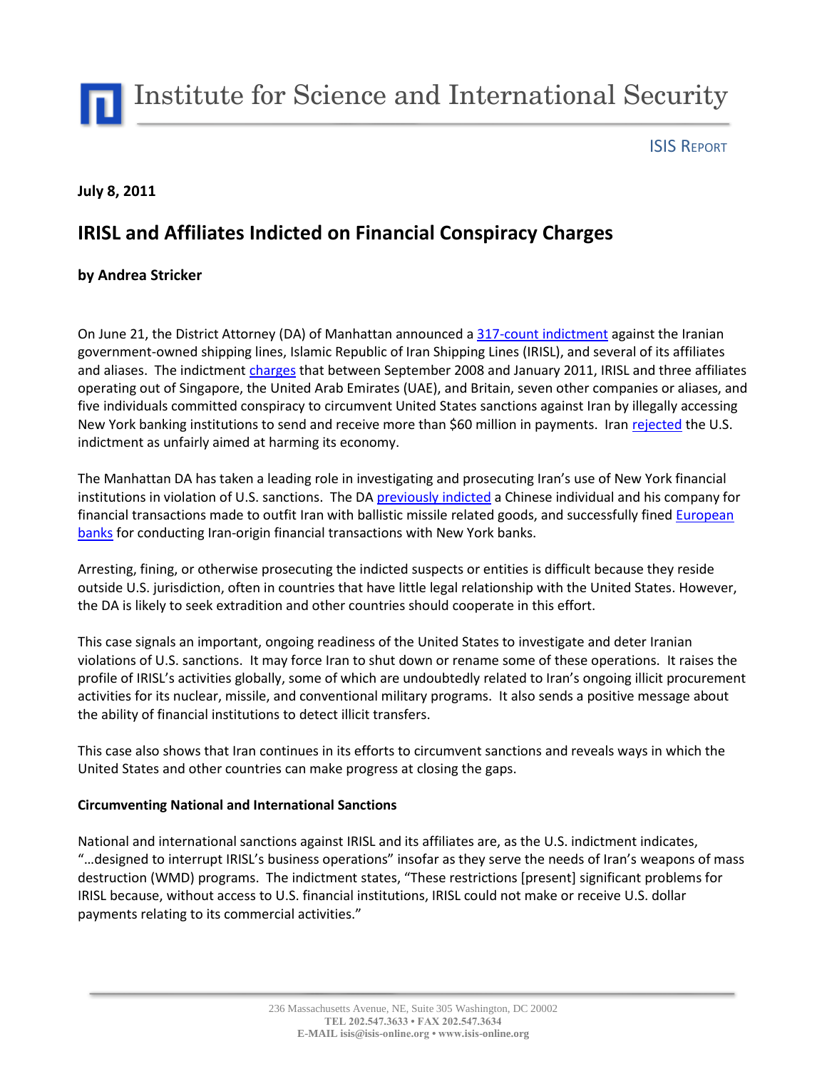Institute for Science and International Security

ISIS REPORT

**July 8, 2011**

# IRISL and Affiliates Indicted on Financial Conspiracy Charges

**by Andrea Stricker**

On June 21, the District Attorney (DA) of Manhattan announced a 317-count indictment against the Iranian government-owned shipping lines, Islamic Republic of Iran Shipping Lines (IRISL), and several of its affiliates and aliases. The indictment charges that between September 2008 and January 2011, IRISL and three affiliates operating out of Singapore, the United Arab Emirates (UAE), and Britain, seven other companies or aliases, and five individuals committed conspiracy to circumvent United States sanctions against Iran by illegally accessing New York banking institutions to send and receive more than $60 million in payments. Iran rejected the U.S. indictment as unfairly aimed at harming its economy.

The Manhattan DA has taken a leading role in investigating and prosecuting Iran's use of New York financial institutions in violation of U.S. sanctions. The DA previously indicted a Chinese individual and his company for financial transactions made to outfit Iran with ballistic missile related goods, and successfully fined European banks for conducting Iran-origin financial transactions with New York banks.

Arresting, fining, or otherwise prosecuting the indicted suspects or entities is difficult because they reside outside U.S. jurisdiction, often in countries that have little legal relationship with the United States. However, the DA is likely to seek extradition and other countries should cooperate in this effort.

This case signals an important, ongoing readiness of the United States to investigate and deter Iranian violations of U.S. sanctions. It may force Iran to shut down or rename some of these operations. It raises the profile of IRISL's activities globally, some of which are undoubtedly related to Iran's ongoing illicit procurement activities for its nuclear, missile, and conventional military programs. It also sends a positive message about the ability of financial institutions to detect illicit transfers.

This case also shows that Iran continues in its efforts to circumvent sanctions and reveals ways in which the United States and other countries can make progress at closing the gaps.

### Circumventing National and International Sanctions

National and international sanctions against IRISL and its affiliates are, as the U.S. indictment indicates, "…designed to interrupt IRISL's business operations" insofar as they serve the needs of Iran's weapons of mass destruction (WMD) programs. The indictment states, "These restrictions [present] significant problems for IRISL because, without access to U.S. financial institutions, IRISL could not make or receive U.S. dollar payments relating to its commercial activities."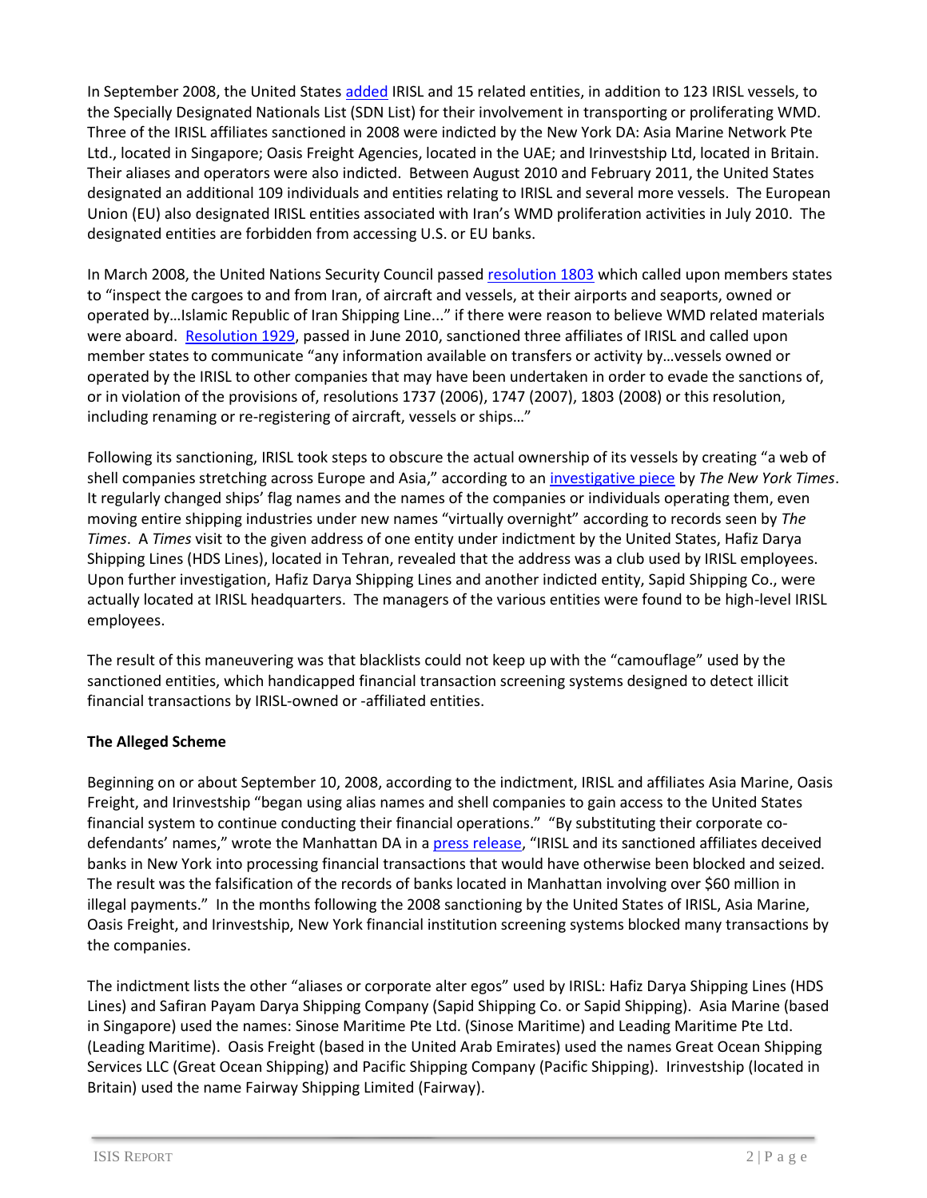In September 2008, the United States added IRISL and 15 related entities, in addition to 123 IRISL vessels, to the Specially Designated Nationals List (SDN List) for their involvement in transporting or proliferating WMD. Three of the IRISL affiliates sanctioned in 2008 were indicted by the New York DA: Asia Marine Network Pte Ltd., located in Singapore; Oasis Freight Agencies, located in the UAE; and Irinvestship Ltd, located in Britain. Their aliases and operators were also indicted. Between August 2010 and February 2011, the United States designated an additional 109 individuals and entities relating to IRISL and several more vessels. The European Union (EU) also designated IRISL entities associated with Iran's WMD proliferation activities in July 2010. The designated entities are forbidden from accessing U.S. or EU banks.

In March 2008, the United Nations Security Council passed resolution 1803 which called upon members states to "inspect the cargoes to and from Iran, of aircraft and vessels, at their airports and seaports, owned or operated by…Islamic Republic of Iran Shipping Line..." if there were reason to believe WMD related materials were aboard. Resolution 1929, passed in June 2010, sanctioned three affiliates of IRISL and called upon member states to communicate "any information available on transfers or activity by…vessels owned or operated by the IRISL to other companies that may have been undertaken in order to evade the sanctions of, or in violation of the provisions of, resolutions 1737 (2006), 1747 (2007), 1803 (2008) or this resolution, including renaming or re-registering of aircraft, vessels or ships…"

Following its sanctioning, IRISL took steps to obscure the actual ownership of its vessels by creating "a web of shell companies stretching across Europe and Asia," according to an investigative piece by *The New York Times*. It regularly changed ships' flag names and the names of the companies or individuals operating them, even moving entire shipping industries under new names "virtually overnight" according to records seen by *The Times*. A *Times* visit to the given address of one entity under indictment by the United States, Hafiz Darya Shipping Lines (HDS Lines), located in Tehran, revealed that the address was a club used by IRISL employees. Upon further investigation, Hafiz Darya Shipping Lines and another indicted entity, Sapid Shipping Co., were actually located at IRISL headquarters. The managers of the various entities were found to be high-level IRISL employees.

The result of this maneuvering was that blacklists could not keep up with the "camouflage" used by the sanctioned entities, which handicapped financial transaction screening systems designed to detect illicit financial transactions by IRISL-owned or -affiliated entities.

**The Alleged Scheme**

Beginning on or about September 10, 2008, according to the indictment, IRISL and affiliates Asia Marine, Oasis Freight, and Irinvestship "began using alias names and shell companies to gain access to the United States financial system to continue conducting their financial operations." "By substituting their corporate co-defendants' names," wrote the Manhattan DA in a press release, "IRISL and its sanctioned affiliates deceived banks in New York into processing financial transactions that would have otherwise been blocked and seized. The result was the falsification of the records of banks located in Manhattan involving over $60 million in illegal payments." In the months following the 2008 sanctioning by the United States of IRISL, Asia Marine, Oasis Freight, and Irinvestship, New York financial institution screening systems blocked many transactions by the companies.

The indictment lists the other "aliases or corporate alter egos" used by IRISL: Hafiz Darya Shipping Lines (HDS Lines) and Safiran Payam Darya Shipping Company (Sapid Shipping Co. or Sapid Shipping). Asia Marine (based in Singapore) used the names: Sinose Maritime Pte Ltd. (Sinose Maritime) and Leading Maritime Pte Ltd. (Leading Maritime). Oasis Freight (based in the United Arab Emirates) used the names Great Ocean Shipping Services LLC (Great Ocean Shipping) and Pacific Shipping Company (Pacific Shipping). Irinvestship (located in Britain) used the name Fairway Shipping Limited (Fairway).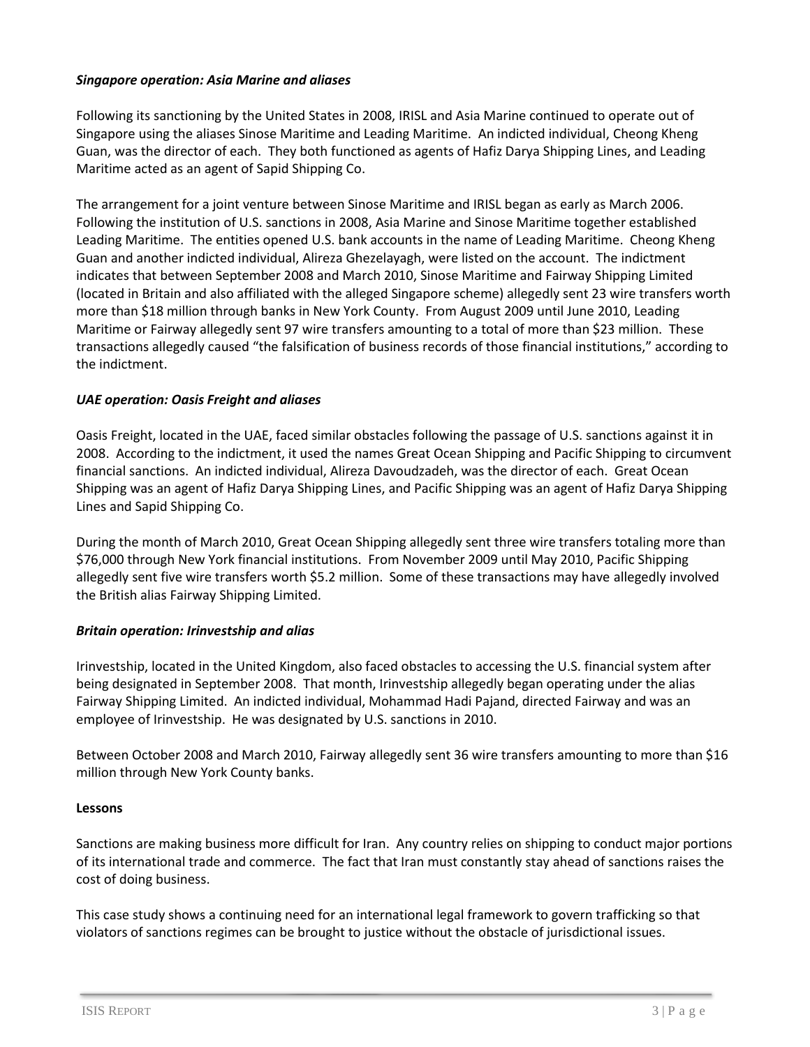### *Singapore operation: Asia Marine and aliases*

Following its sanctioning by the United States in 2008, IRISL and Asia Marine continued to operate out of Singapore using the aliases Sinose Maritime and Leading Maritime. An indicted individual, Cheong Kheng Guan, was the director of each. They both functioned as agents of Hafiz Darya Shipping Lines, and Leading Maritime acted as an agent of Sapid Shipping Co.

The arrangement for a joint venture between Sinose Maritime and IRISL began as early as March 2006. Following the institution of U.S. sanctions in 2008, Asia Marine and Sinose Maritime together established Leading Maritime. The entities opened U.S. bank accounts in the name of Leading Maritime. Cheong Kheng Guan and another indicted individual, Alireza Ghezelayagh, were listed on the account. The indictment indicates that between September 2008 and March 2010, Sinose Maritime and Fairway Shipping Limited (located in Britain and also affiliated with the alleged Singapore scheme) allegedly sent 23 wire transfers worth more than $18 million through banks in New York County. From August 2009 until June 2010, Leading Maritime or Fairway allegedly sent 97 wire transfers amounting to a total of more than $23 million. These transactions allegedly caused "the falsification of business records of those financial institutions," according to the indictment.

### *UAE operation: Oasis Freight and aliases*

Oasis Freight, located in the UAE, faced similar obstacles following the passage of U.S. sanctions against it in 2008. According to the indictment, it used the names Great Ocean Shipping and Pacific Shipping to circumvent financial sanctions. An indicted individual, Alireza Davoudzadeh, was the director of each. Great Ocean Shipping was an agent of Hafiz Darya Shipping Lines, and Pacific Shipping was an agent of Hafiz Darya Shipping Lines and Sapid Shipping Co.

During the month of March 2010, Great Ocean Shipping allegedly sent three wire transfers totaling more than $76,000 through New York financial institutions. From November 2009 until May 2010, Pacific Shipping allegedly sent five wire transfers worth $5.2 million. Some of these transactions may have allegedly involved the British alias Fairway Shipping Limited.

### *Britain operation: Irinvestship and alias*

Irinvestship, located in the United Kingdom, also faced obstacles to accessing the U.S. financial system after being designated in September 2008. That month, Irinvestship allegedly began operating under the alias Fairway Shipping Limited. An indicted individual, Mohammad Hadi Pajand, directed Fairway and was an employee of Irinvestship. He was designated by U.S. sanctions in 2010.

Between October 2008 and March 2010, Fairway allegedly sent 36 wire transfers amounting to more than $16 million through New York County banks.

## **Lessons**

Sanctions are making business more difficult for Iran. Any country relies on shipping to conduct major portions of its international trade and commerce. The fact that Iran must constantly stay ahead of sanctions raises the cost of doing business.

This case study shows a continuing need for an international legal framework to govern trafficking so that violators of sanctions regimes can be brought to justice without the obstacle of jurisdictional issues.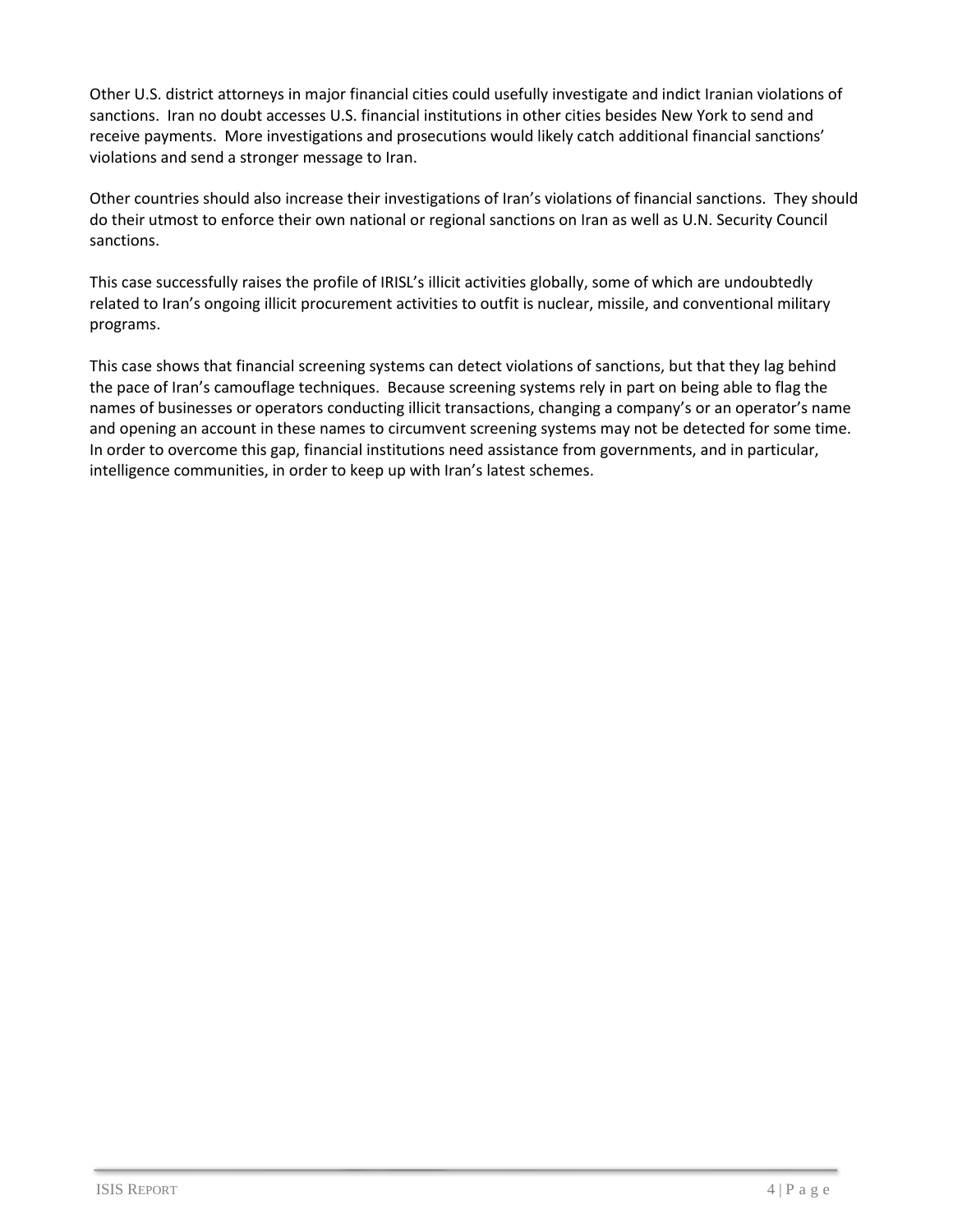Other U.S. district attorneys in major financial cities could usefully investigate and indict Iranian violations of sanctions. Iran no doubt accesses U.S. financial institutions in other cities besides New York to send and receive payments. More investigations and prosecutions would likely catch additional financial sanctions' violations and send a stronger message to Iran.

Other countries should also increase their investigations of Iran's violations of financial sanctions. They should do their utmost to enforce their own national or regional sanctions on Iran as well as U.N. Security Council sanctions.

This case successfully raises the profile of IRISL's illicit activities globally, some of which are undoubtedly related to Iran's ongoing illicit procurement activities to outfit is nuclear, missile, and conventional military programs.

This case shows that financial screening systems can detect violations of sanctions, but that they lag behind the pace of Iran's camouflage techniques. Because screening systems rely in part on being able to flag the names of businesses or operators conducting illicit transactions, changing a company's or an operator's name and opening an account in these names to circumvent screening systems may not be detected for some time. In order to overcome this gap, financial institutions need assistance from governments, and in particular, intelligence communities, in order to keep up with Iran's latest schemes.